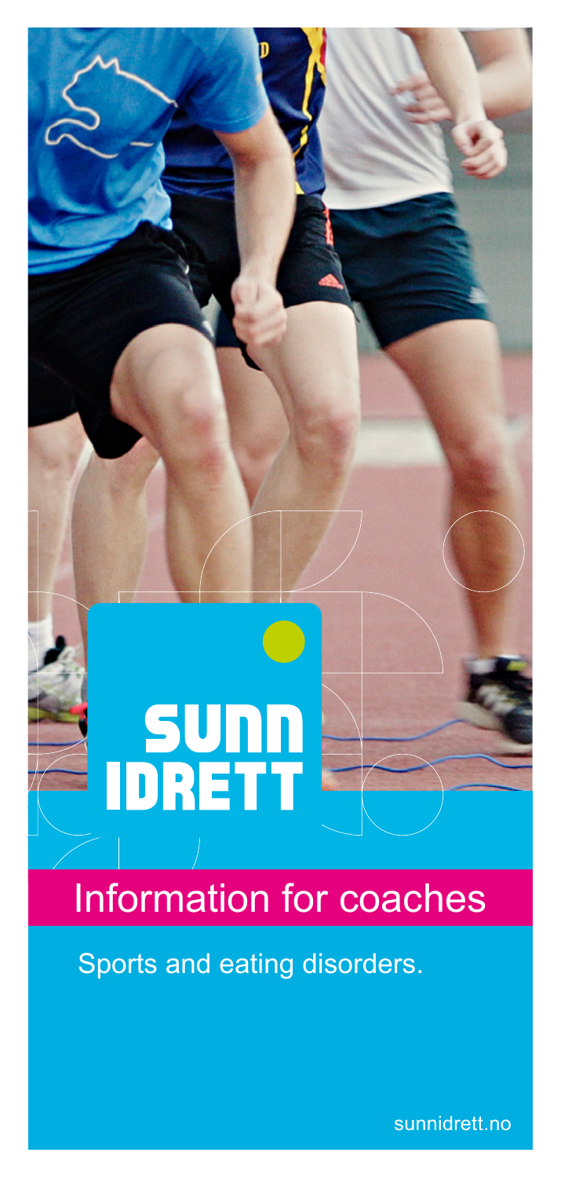# SUNN IDRETT

## Information for coaches

Sports and eating disorders.

sunnidrett.no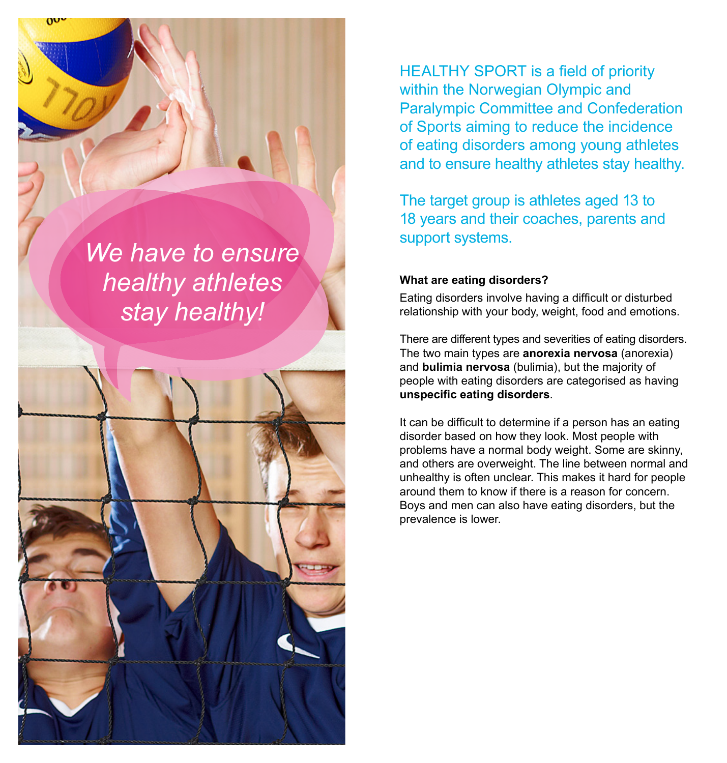*We have to ensure healthy athletes stay healthy!*

HEALTHY SPORT is a field of priority within the Norwegian Olympic and Paralympic Committee and Confederation of Sports aiming to reduce the incidence of eating disorders among young athletes and to ensure healthy athletes stay healthy.

The target group is athletes aged 13 to 18 years and their coaches, parents and support systems.

**What are eating disorders?**

Eating disorders involve having a difficult or disturbed relationship with your body, weight, food and emotions.

There are different types and severities of eating disorders. The two main types are **anorexia nervosa** (anorexia) and **bulimia nervosa** (bulimia), but the majority of people with eating disorders are categorised as having **unspecific eating disorders**.

It can be difficult to determine if a person has an eating disorder based on how they look. Most people with problems have a normal body weight. Some are skinny, and others are overweight. The line between normal and unhealthy is often unclear. This makes it hard for people around them to know if there is a reason for concern. Boys and men can also have eating disorders, but the prevalence is lower.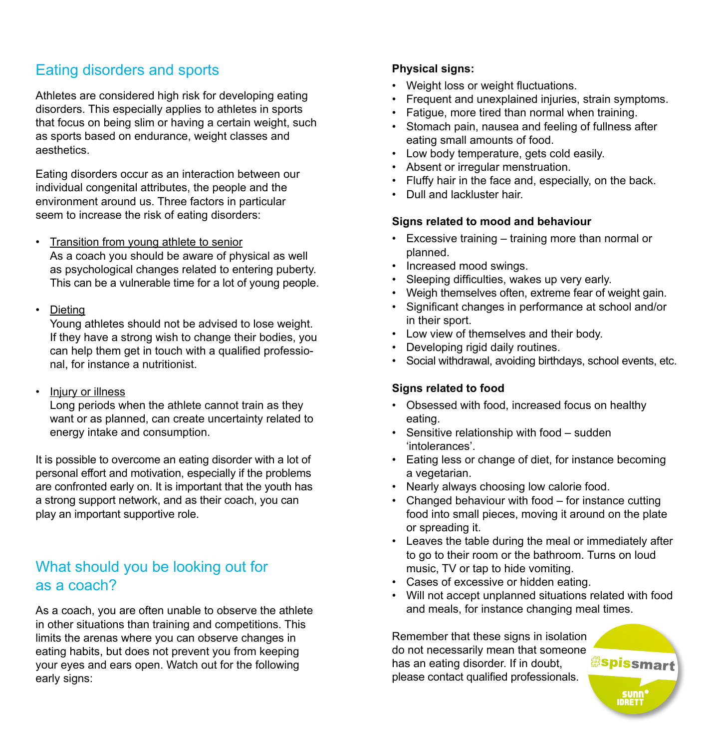## Eating disorders and sports

Athletes are considered high risk for developing eating disorders. This especially applies to athletes in sports that focus on being slim or having a certain weight, such as sports based on endurance, weight classes and aesthetics.

Eating disorders occur as an interaction between our individual congenital attributes, the people and the environment around us. Three factors in particular seem to increase the risk of eating disorders:

- Transition from young athlete to senior
  As a coach you should be aware of physical as well as psychological changes related to entering puberty. This can be a vulnerable time for a lot of young people.
- Dieting
  Young athletes should not be advised to lose weight. If they have a strong wish to change their bodies, you can help them get in touch with a qualified professional, for instance a nutritionist.
- Injury or illness
  Long periods when the athlete cannot train as they want or as planned, can create uncertainty related to energy intake and consumption.

It is possible to overcome an eating disorder with a lot of personal effort and motivation, especially if the problems are confronted early on. It is important that the youth has a strong support network, and as their coach, you can play an important supportive role.

## What should you be looking out for as a coach?

As a coach, you are often unable to observe the athlete in other situations than training and competitions. This limits the arenas where you can observe changes in eating habits, but does not prevent you from keeping your eyes and ears open. Watch out for the following early signs:

**Physical signs:**

- Weight loss or weight fluctuations.
- Frequent and unexplained injuries, strain symptoms.
- Fatigue, more tired than normal when training.
- Stomach pain, nausea and feeling of fullness after eating small amounts of food.
- Low body temperature, gets cold easily.
- Absent or irregular menstruation.
- Fluffy hair in the face and, especially, on the back.
- Dull and lackluster hair.

**Signs related to mood and behaviour**

- Excessive training – training more than normal or planned.
- Increased mood swings.
- Sleeping difficulties, wakes up very early.
- Weigh themselves often, extreme fear of weight gain.
- Significant changes in performance at school and/or in their sport.
- Low view of themselves and their body.
- Developing rigid daily routines.
- Social withdrawal, avoiding birthdays, school events, etc.

**Signs related to food**

- Obsessed with food, increased focus on healthy eating.
- Sensitive relationship with food – sudden 'intolerances'.
- Eating less or change of diet, for instance becoming a vegetarian.
- Nearly always choosing low calorie food.
- Changed behaviour with food – for instance cutting food into small pieces, moving it around on the plate or spreading it.
- Leaves the table during the meal or immediately after to go to their room or the bathroom. Turns on loud music, TV or tap to hide vomiting.
- Cases of excessive or hidden eating.
- Will not accept unplanned situations related with food and meals, for instance changing meal times.

Remember that these signs in isolation do not necessarily mean that someone has an eating disorder. If in doubt, please contact qualified professionals.

#spissmart

SUNN IDRETT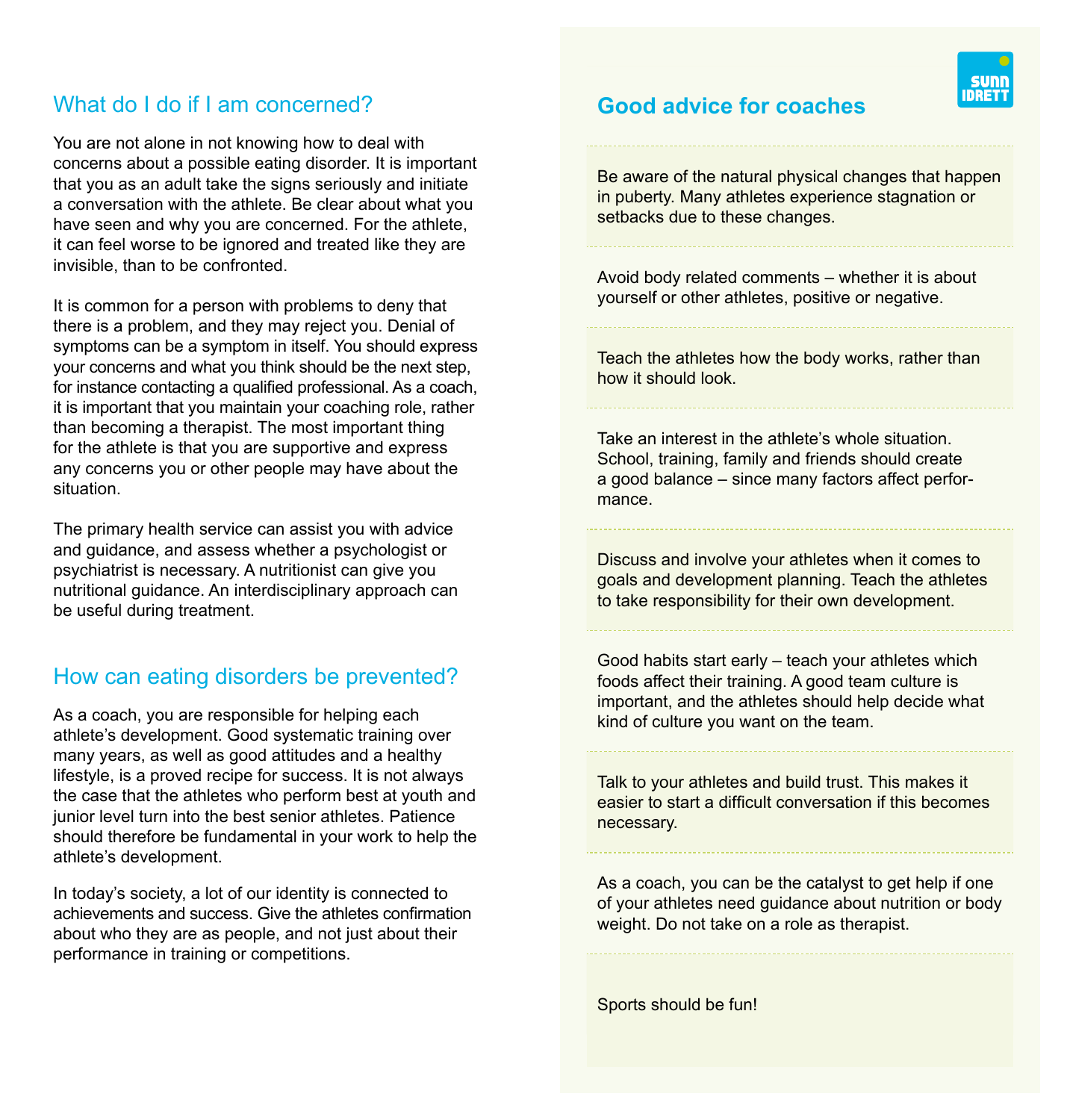## What do I do if I am concerned?

You are not alone in not knowing how to deal with concerns about a possible eating disorder. It is important that you as an adult take the signs seriously and initiate a conversation with the athlete. Be clear about what you have seen and why you are concerned. For the athlete, it can feel worse to be ignored and treated like they are invisible, than to be confronted.

It is common for a person with problems to deny that there is a problem, and they may reject you. Denial of symptoms can be a symptom in itself. You should express your concerns and what you think should be the next step, for instance contacting a qualified professional. As a coach, it is important that you maintain your coaching role, rather than becoming a therapist. The most important thing for the athlete is that you are supportive and express any concerns you or other people may have about the situation.

The primary health service can assist you with advice and guidance, and assess whether a psychologist or psychiatrist is necessary. A nutritionist can give you nutritional guidance. An interdisciplinary approach can be useful during treatment.

## How can eating disorders be prevented?

As a coach, you are responsible for helping each athlete's development. Good systematic training over many years, as well as good attitudes and a healthy lifestyle, is a proved recipe for success. It is not always the case that the athletes who perform best at youth and junior level turn into the best senior athletes. Patience should therefore be fundamental in your work to help the athlete's development.

In today's society, a lot of our identity is connected to achievements and success. Give the athletes confirmation about who they are as people, and not just about their performance in training or competitions.

## Good advice for coaches

Be aware of the natural physical changes that happen in puberty. Many athletes experience stagnation or setbacks due to these changes.

Avoid body related comments – whether it is about yourself or other athletes, positive or negative.

Teach the athletes how the body works, rather than how it should look.

Take an interest in the athlete's whole situation. School, training, family and friends should create a good balance – since many factors affect performance.

Discuss and involve your athletes when it comes to goals and development planning. Teach the athletes to take responsibility for their own development.

Good habits start early – teach your athletes which foods affect their training. A good team culture is important, and the athletes should help decide what kind of culture you want on the team.

Talk to your athletes and build trust. This makes it easier to start a difficult conversation if this becomes necessary.

As a coach, you can be the catalyst to get help if one of your athletes need guidance about nutrition or body weight. Do not take on a role as therapist.

Sports should be fun!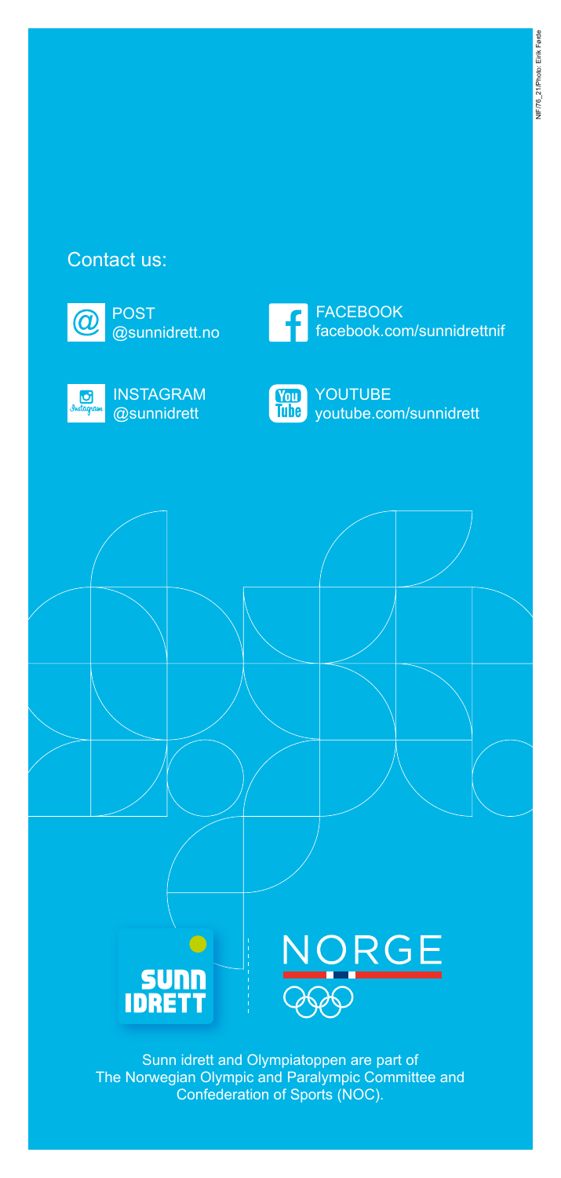NIF/76_21/Photo: Eirik Førde

## Contact us:

POST
@sunnidrett.no

FACEBOOK
facebook.com/sunnidrettnif

INSTAGRAM
@sunnidrett

YOUTUBE
youtube.com/sunnidrett

SUNN IDRETT

NORGE

Sunn idrett and Olympiatoppen are part of
The Norwegian Olympic and Paralympic Committee and
Confederation of Sports (NOC).